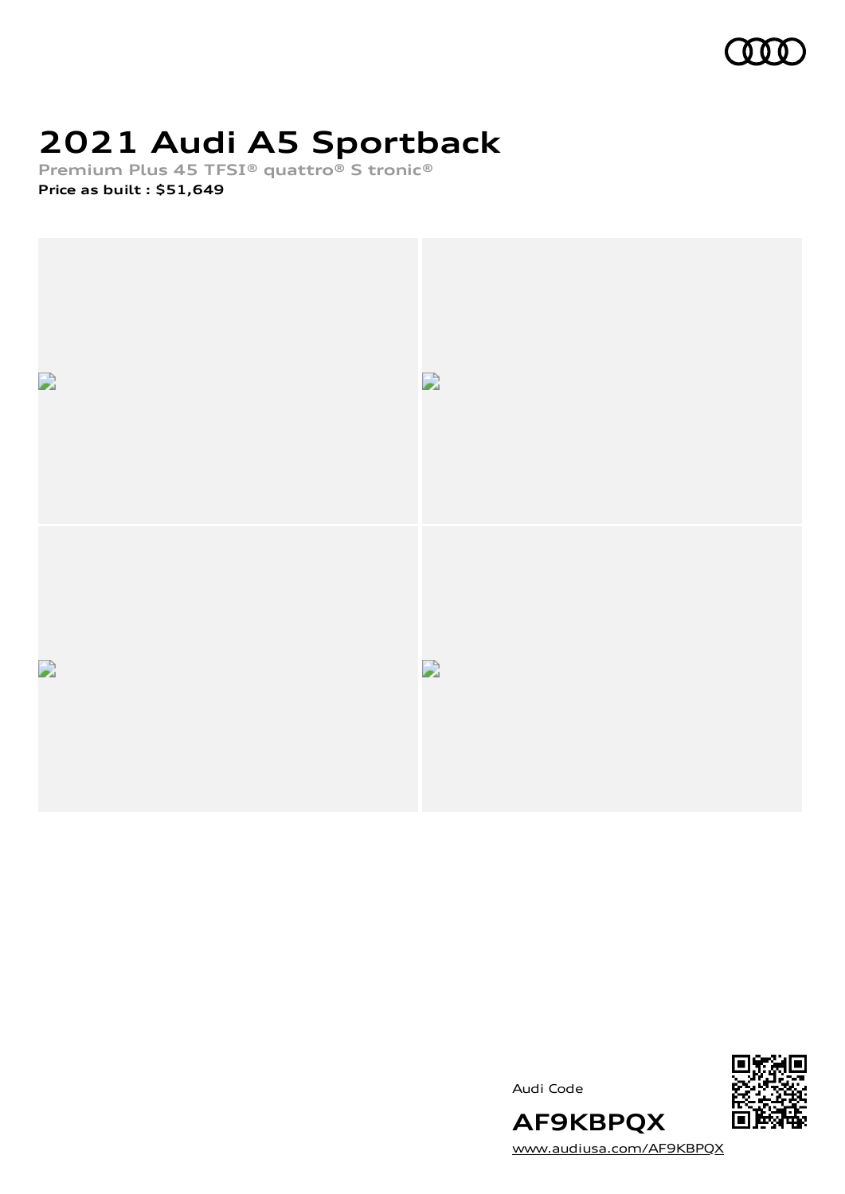# 2021 Audi A5 Sportback

**Premium Plus 45 TFSI® quattro® S tronic®**

**Price as built : $51,649**

Audi Code

**AF9KBPQX**

www.audiusa.com/AF9KBPQX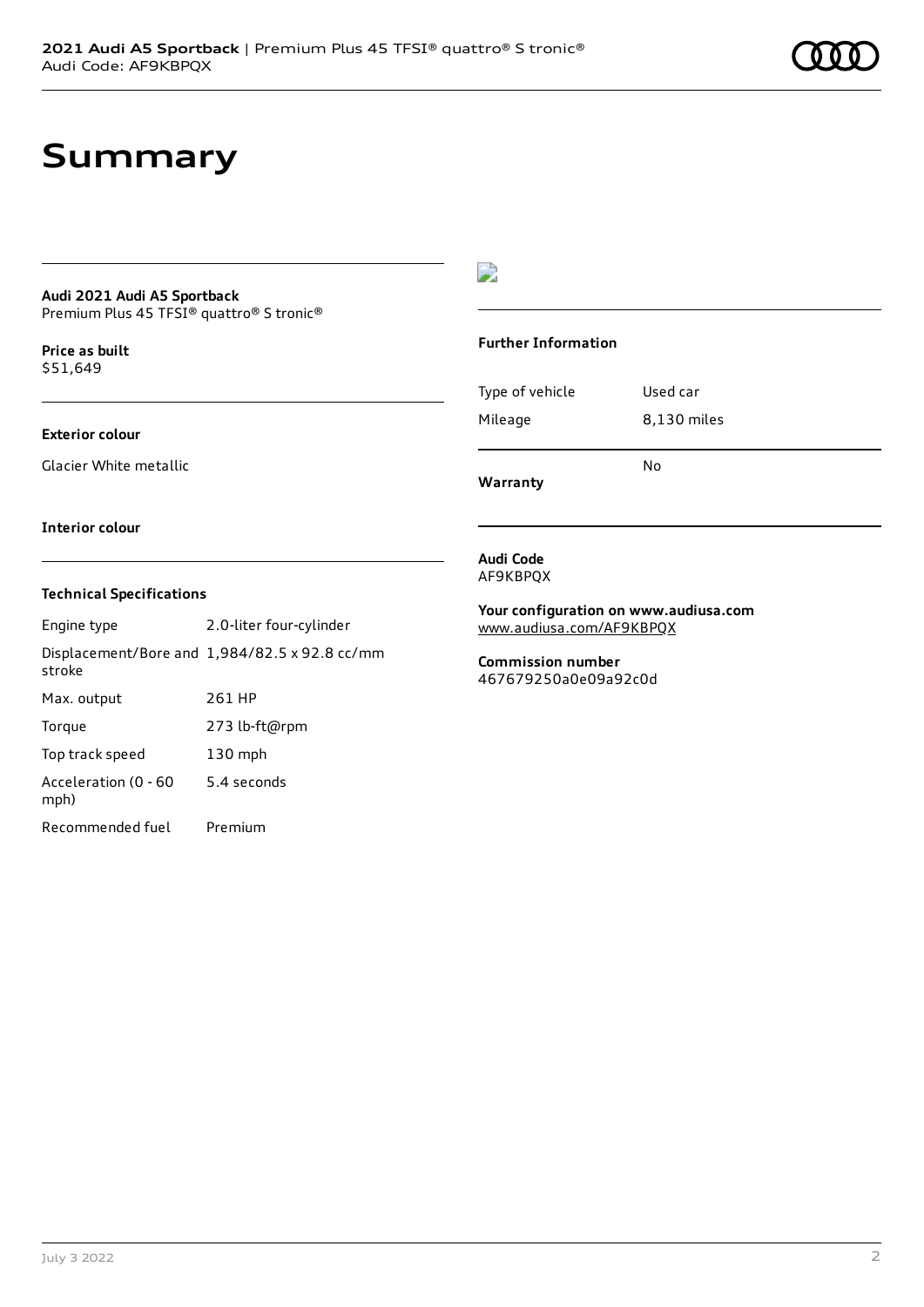# Summary

**Audi 2021 Audi A5 Sportback**
Premium Plus 45 TFSI® quattro® S tronic®

**Price as built**
$51,649

**Exterior colour**

Glacier White metallic

**Interior colour**

### Technical Specifications

| | |
|---|---|
| Engine type | 2.0-liter four-cylinder |
| Displacement/Bore and stroke | 1,984/82.5 x 92.8 cc/mm |
| Max. output | 261 HP |
| Torque | 273 lb-ft@rpm |
| Top track speed | 130 mph |
| Acceleration (0 - 60 mph) | 5.4 seconds |
| Recommended fuel | Premium |

### Further Information

| | |
|---|---|
| Type of vehicle | Used car |
| Mileage | 8,130 miles |
| **Warranty** | No |

**Audi Code**
AF9KBPQX

**Your configuration on www.audiusa.com**
www.audiusa.com/AF9KBPQX

**Commission number**
467679250a0e09a92c0d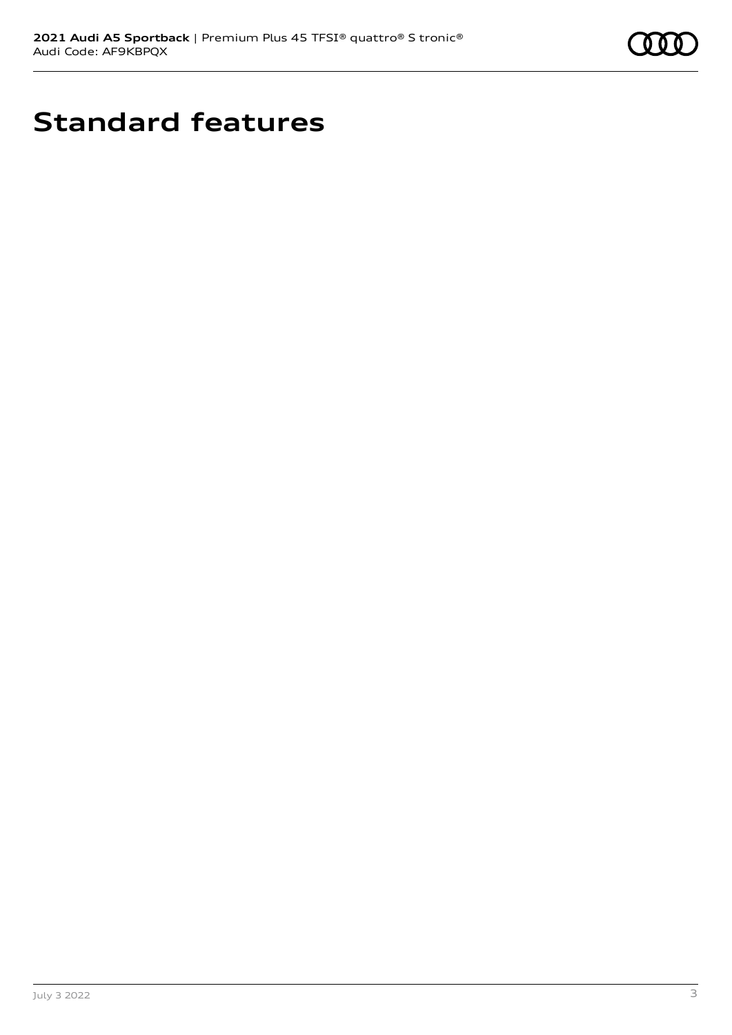# Standard features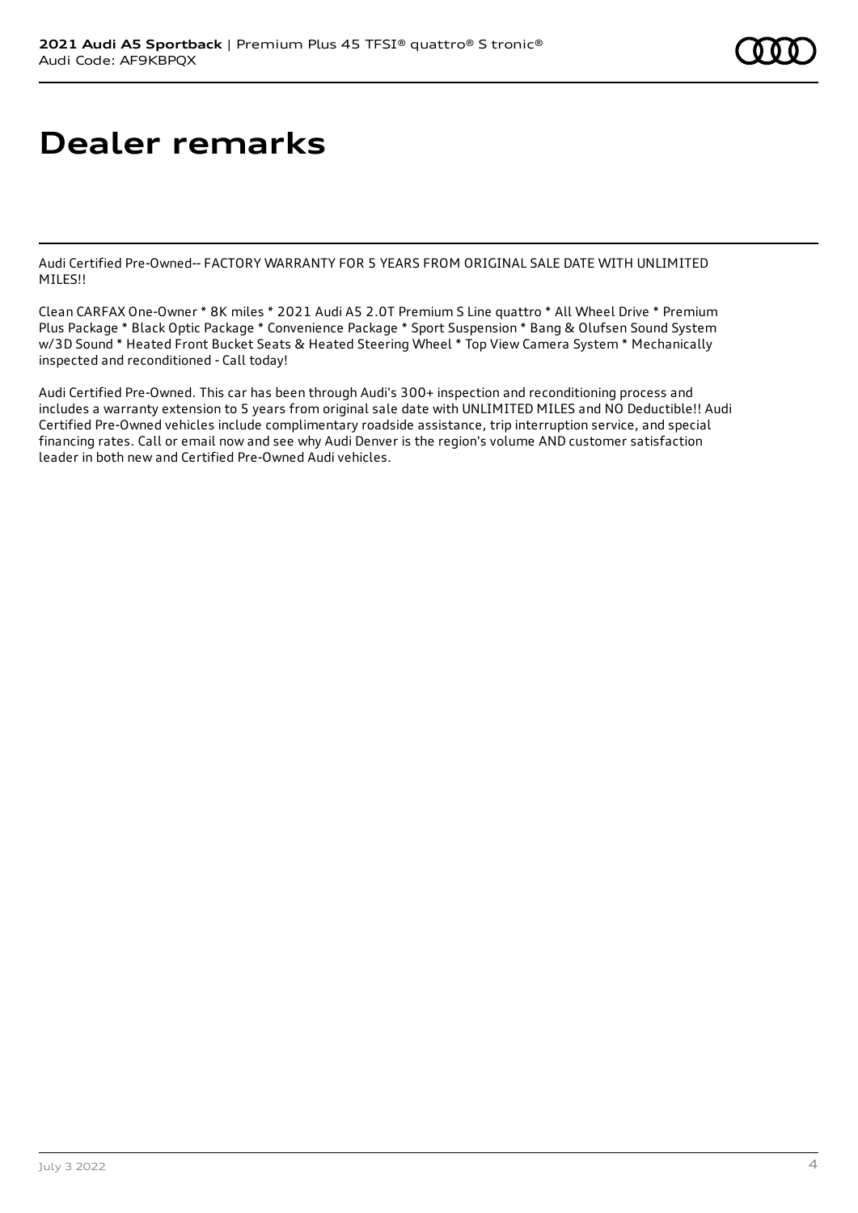# Dealer remarks

Audi Certified Pre-Owned-- FACTORY WARRANTY FOR 5 YEARS FROM ORIGINAL SALE DATE WITH UNLIMITED MILES!!

Clean CARFAX One-Owner * 8K miles * 2021 Audi A5 2.0T Premium S Line quattro * All Wheel Drive * Premium Plus Package * Black Optic Package * Convenience Package * Sport Suspension * Bang & Olufsen Sound System w/3D Sound * Heated Front Bucket Seats & Heated Steering Wheel * Top View Camera System * Mechanically inspected and reconditioned - Call today!

Audi Certified Pre-Owned. This car has been through Audi's 300+ inspection and reconditioning process and includes a warranty extension to 5 years from original sale date with UNLIMITED MILES and NO Deductible!! Audi Certified Pre-Owned vehicles include complimentary roadside assistance, trip interruption service, and special financing rates. Call or email now and see why Audi Denver is the region's volume AND customer satisfaction leader in both new and Certified Pre-Owned Audi vehicles.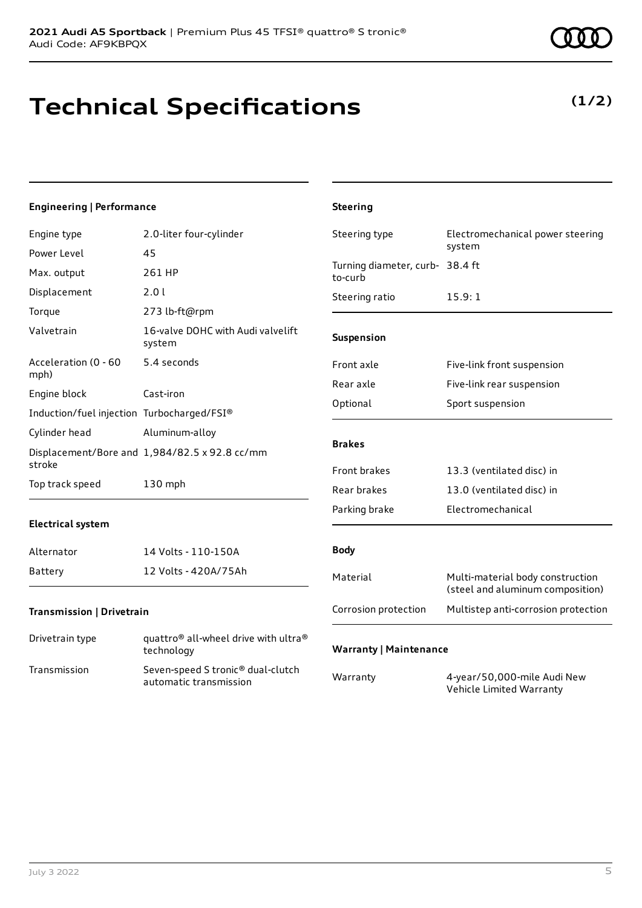# Technical Specifications

**(1/2)**

### Engineering | Performance

| | |
|---|---|
| Engine type | 2.0-liter four-cylinder |
| Power Level | 45 |
| Max. output | 261 HP |
| Displacement | 2.0 l |
| Torque | 273 lb-ft@rpm |
| Valvetrain | 16-valve DOHC with Audi valvelift system |
| Acceleration (0 - 60 mph) | 5.4 seconds |
| Engine block | Cast-iron |
| Induction/fuel injection | Turbocharged/FSI® |
| Cylinder head | Aluminum-alloy |
| Displacement/Bore and stroke | 1,984/82.5 x 92.8 cc/mm |
| Top track speed | 130 mph |

### Electrical system

| | |
|---|---|
| Alternator | 14 Volts - 110-150A |
| Battery | 12 Volts - 420A/75Ah |

### Transmission | Drivetrain

| | |
|---|---|
| Drivetrain type | quattro® all-wheel drive with ultra® technology |
| Transmission | Seven-speed S tronic® dual-clutch automatic transmission |

### Steering

| | |
|---|---|
| Steering type | Electromechanical power steering system |
| Turning diameter, curb-to-curb | 38.4 ft |
| Steering ratio | 15.9: 1 |

### Suspension

| | |
|---|---|
| Front axle | Five-link front suspension |
| Rear axle | Five-link rear suspension |
| Optional | Sport suspension |

### Brakes

| | |
|---|---|
| Front brakes | 13.3 (ventilated disc) in |
| Rear brakes | 13.0 (ventilated disc) in |
| Parking brake | Electromechanical |

### Body

| | |
|---|---|
| Material | Multi-material body construction (steel and aluminum composition) |
| Corrosion protection | Multistep anti-corrosion protection |

### Warranty | Maintenance

| | |
|---|---|
| Warranty | 4-year/50,000-mile Audi New Vehicle Limited Warranty |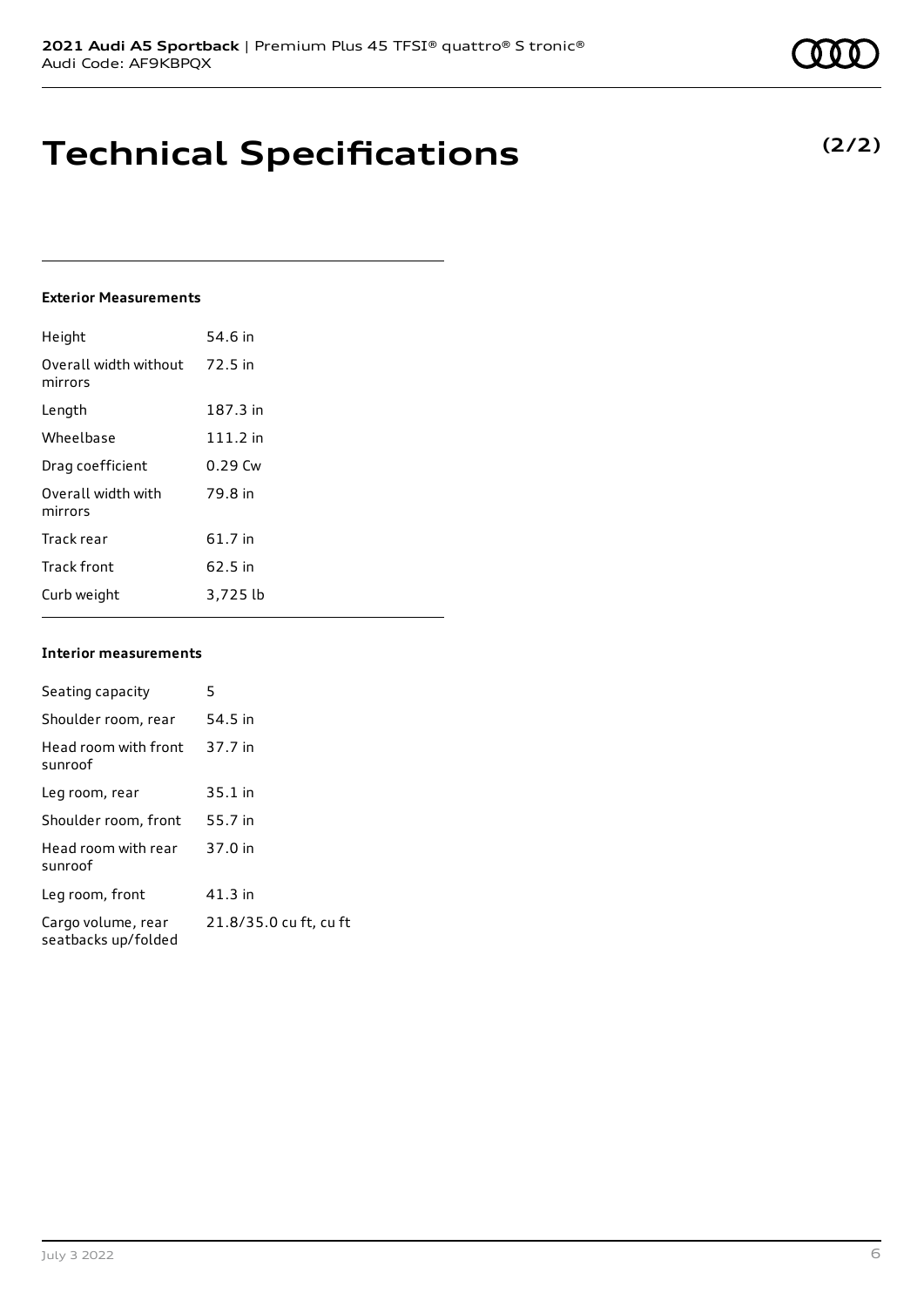# Technical Specifications

**(2/2)**

#### Exterior Measurements

| | |
|---|---|
| Height | 54.6 in |
| Overall width without mirrors | 72.5 in |
| Length | 187.3 in |
| Wheelbase | 111.2 in |
| Drag coefficient | 0.29 Cw |
| Overall width with mirrors | 79.8 in |
| Track rear | 61.7 in |
| Track front | 62.5 in |
| Curb weight | 3,725 lb |

#### Interior measurements

| | |
|---|---|
| Seating capacity | 5 |
| Shoulder room, rear | 54.5 in |
| Head room with front sunroof | 37.7 in |
| Leg room, rear | 35.1 in |
| Shoulder room, front | 55.7 in |
| Head room with rear sunroof | 37.0 in |
| Leg room, front | 41.3 in |
| Cargo volume, rear seatbacks up/folded | 21.8/35.0 cu ft, cu ft |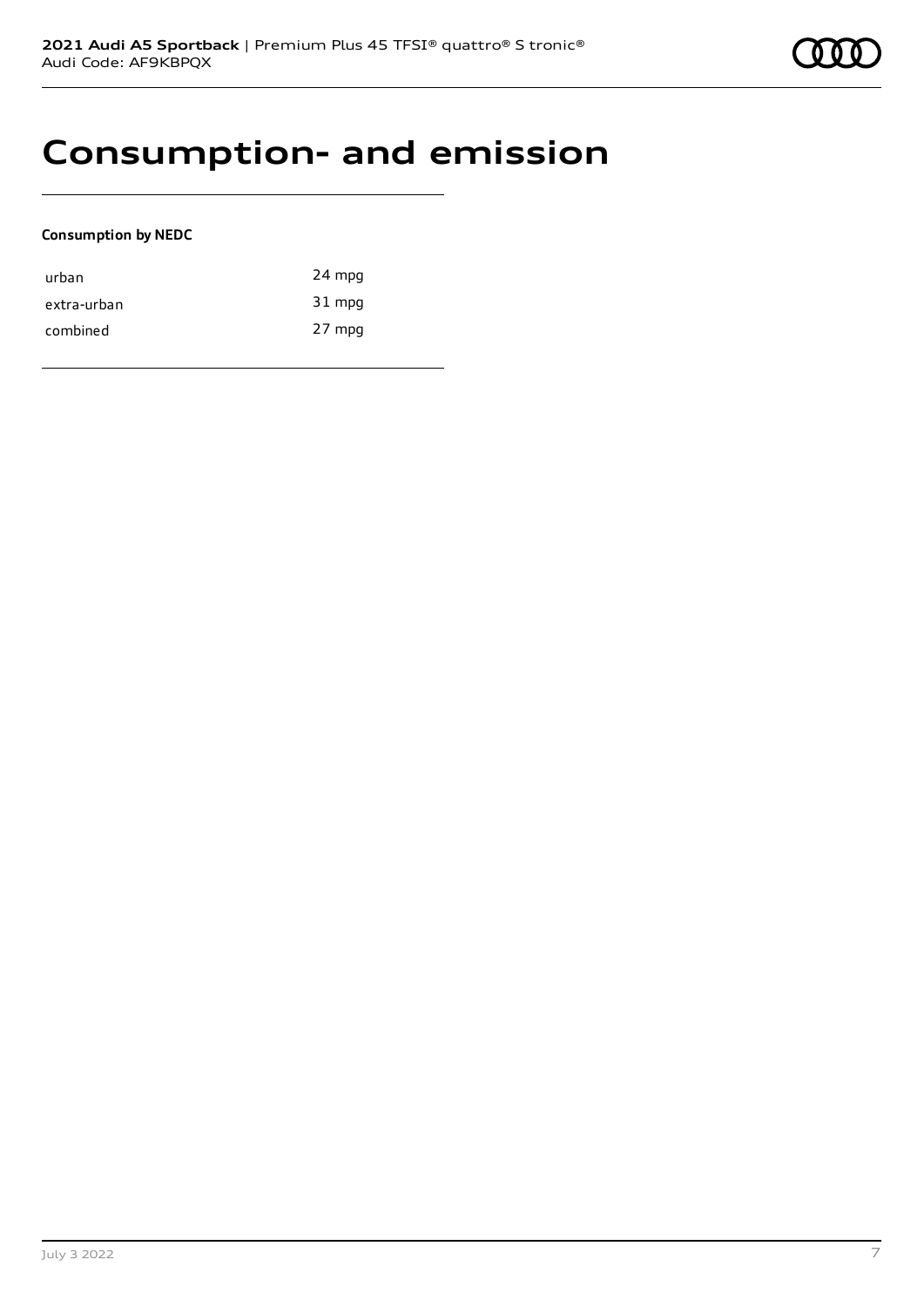# Consumption- and emission

**Consumption by NEDC**

| | |
|---|---|
| urban | 24 mpg |
| extra-urban | 31 mpg |
| combined | 27 mpg |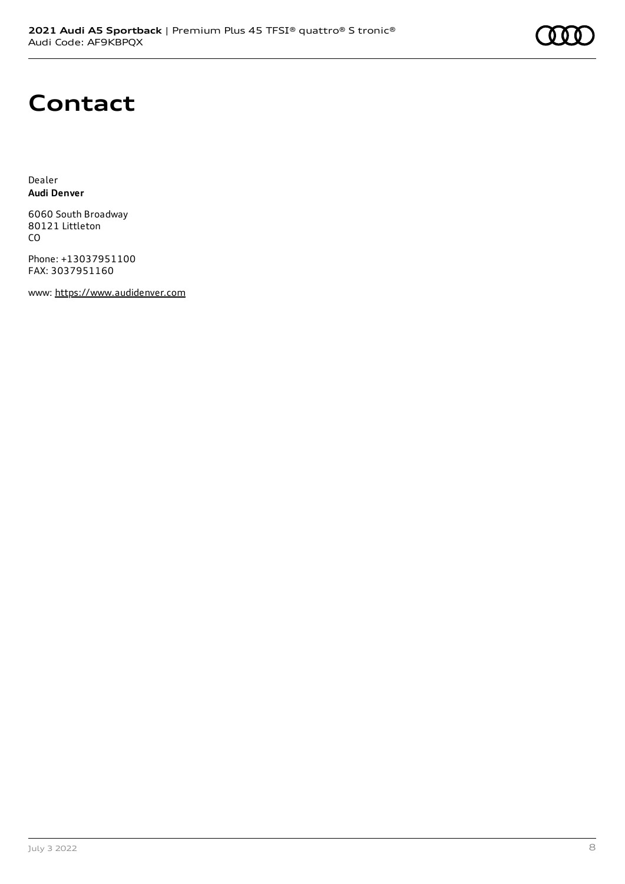# Contact

Dealer
**Audi Denver**

6060 South Broadway
80121 Littleton
CO

Phone: +13037951100
FAX: 3037951160

www: https://www.audidenver.com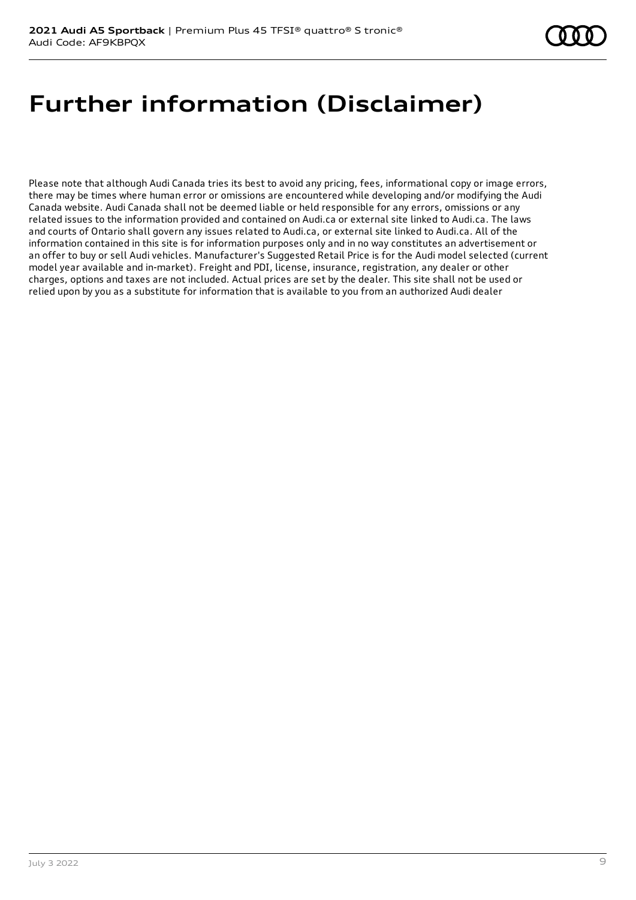# Further information (Disclaimer)

Please note that although Audi Canada tries its best to avoid any pricing, fees, informational copy or image errors, there may be times where human error or omissions are encountered while developing and/or modifying the Audi Canada website. Audi Canada shall not be deemed liable or held responsible for any errors, omissions or any related issues to the information provided and contained on Audi.ca or external site linked to Audi.ca. The laws and courts of Ontario shall govern any issues related to Audi.ca, or external site linked to Audi.ca. All of the information contained in this site is for information purposes only and in no way constitutes an advertisement or an offer to buy or sell Audi vehicles. Manufacturer's Suggested Retail Price is for the Audi model selected (current model year available and in-market). Freight and PDI, license, insurance, registration, any dealer or other charges, options and taxes are not included. Actual prices are set by the dealer. This site shall not be used or relied upon by you as a substitute for information that is available to you from an authorized Audi dealer